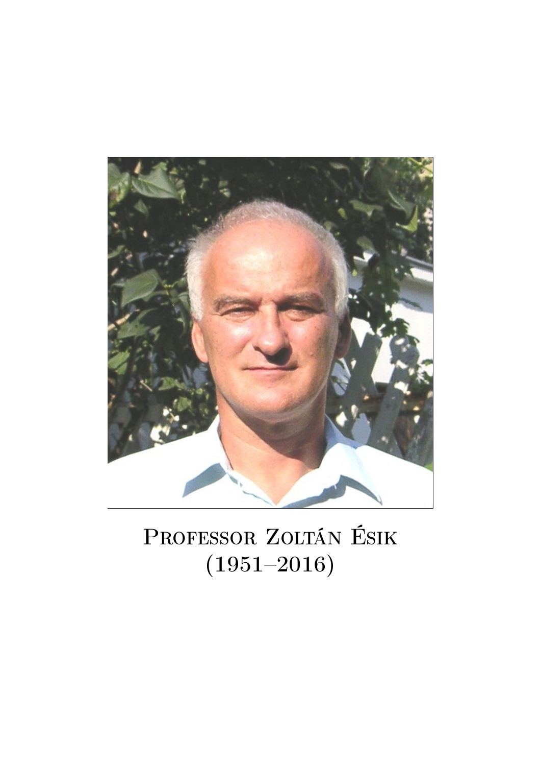Professor Zoltán Ésik
(1951–2016)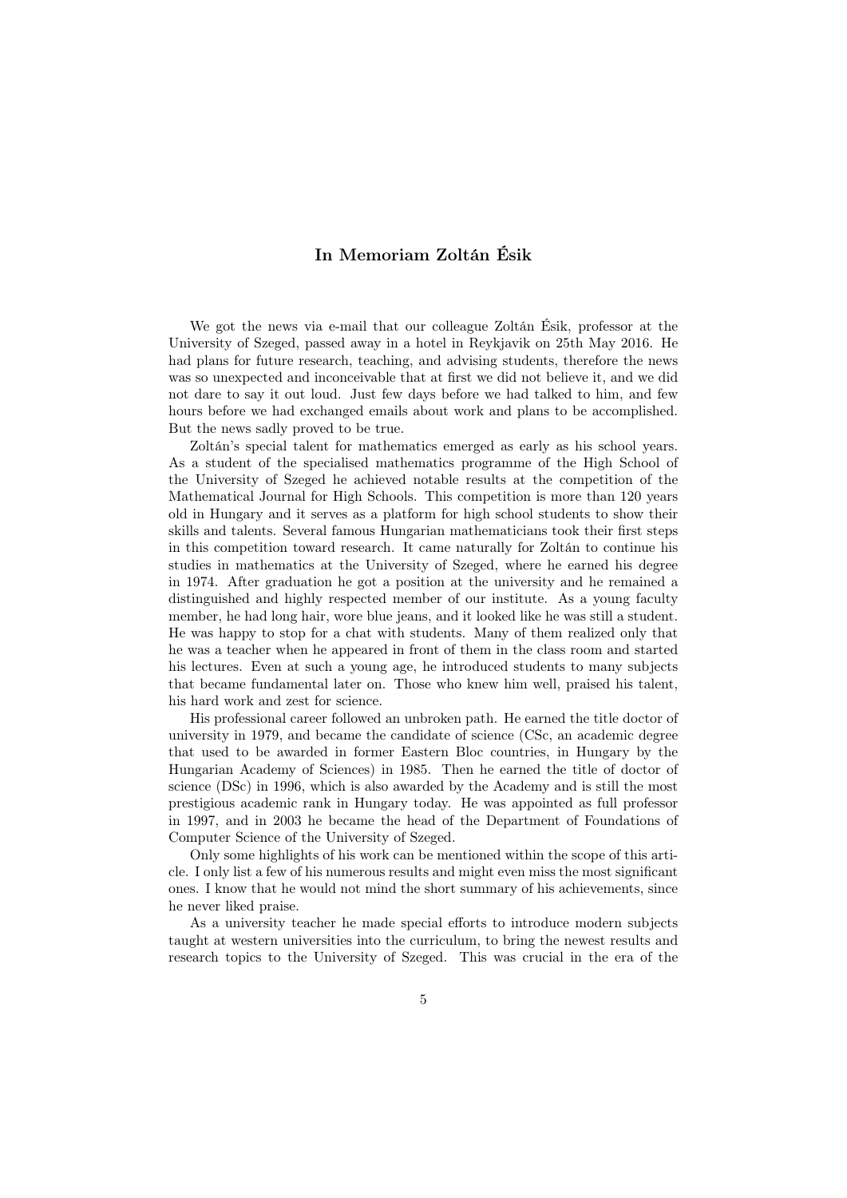## In Memoriam Zoltán Ésik

We got the news via e-mail that our colleague Zoltán Ésik, professor at the University of Szeged, passed away in a hotel in Reykjavik on 25th May 2016. He had plans for future research, teaching, and advising students, therefore the news was so unexpected and inconceivable that at first we did not believe it, and we did not dare to say it out loud. Just few days before we had talked to him, and few hours before we had exchanged emails about work and plans to be accomplished. But the news sadly proved to be true.

Zoltán's special talent for mathematics emerged as early as his school years. As a student of the specialised mathematics programme of the High School of the University of Szeged he achieved notable results at the competition of the Mathematical Journal for High Schools. This competition is more than 120 years old in Hungary and it serves as a platform for high school students to show their skills and talents. Several famous Hungarian mathematicians took their first steps in this competition toward research. It came naturally for Zoltán to continue his studies in mathematics at the University of Szeged, where he earned his degree in 1974. After graduation he got a position at the university and he remained a distinguished and highly respected member of our institute. As a young faculty member, he had long hair, wore blue jeans, and it looked like he was still a student. He was happy to stop for a chat with students. Many of them realized only that he was a teacher when he appeared in front of them in the class room and started his lectures. Even at such a young age, he introduced students to many subjects that became fundamental later on. Those who knew him well, praised his talent, his hard work and zest for science.

His professional career followed an unbroken path. He earned the title doctor of university in 1979, and became the candidate of science (CSc, an academic degree that used to be awarded in former Eastern Bloc countries, in Hungary by the Hungarian Academy of Sciences) in 1985. Then he earned the title of doctor of science (DSc) in 1996, which is also awarded by the Academy and is still the most prestigious academic rank in Hungary today. He was appointed as full professor in 1997, and in 2003 he became the head of the Department of Foundations of Computer Science of the University of Szeged.

Only some highlights of his work can be mentioned within the scope of this article. I only list a few of his numerous results and might even miss the most significant ones. I know that he would not mind the short summary of his achievements, since he never liked praise.

As a university teacher he made special efforts to introduce modern subjects taught at western universities into the curriculum, to bring the newest results and research topics to the University of Szeged. This was crucial in the era of the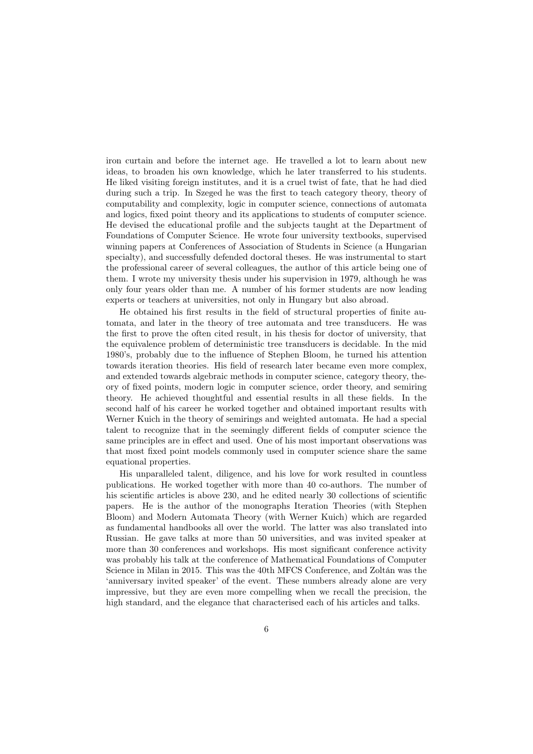iron curtain and before the internet age. He travelled a lot to learn about new ideas, to broaden his own knowledge, which he later transferred to his students. He liked visiting foreign institutes, and it is a cruel twist of fate, that he had died during such a trip. In Szeged he was the first to teach category theory, theory of computability and complexity, logic in computer science, connections of automata and logics, fixed point theory and its applications to students of computer science. He devised the educational profile and the subjects taught at the Department of Foundations of Computer Science. He wrote four university textbooks, supervised winning papers at Conferences of Association of Students in Science (a Hungarian specialty), and successfully defended doctoral theses. He was instrumental to start the professional career of several colleagues, the author of this article being one of them. I wrote my university thesis under his supervision in 1979, although he was only four years older than me. A number of his former students are now leading experts or teachers at universities, not only in Hungary but also abroad.

He obtained his first results in the field of structural properties of finite automata, and later in the theory of tree automata and tree transducers. He was the first to prove the often cited result, in his thesis for doctor of university, that the equivalence problem of deterministic tree transducers is decidable. In the mid 1980's, probably due to the influence of Stephen Bloom, he turned his attention towards iteration theories. His field of research later became even more complex, and extended towards algebraic methods in computer science, category theory, theory of fixed points, modern logic in computer science, order theory, and semiring theory. He achieved thoughtful and essential results in all these fields. In the second half of his career he worked together and obtained important results with Werner Kuich in the theory of semirings and weighted automata. He had a special talent to recognize that in the seemingly different fields of computer science the same principles are in effect and used. One of his most important observations was that most fixed point models commonly used in computer science share the same equational properties.

His unparalleled talent, diligence, and his love for work resulted in countless publications. He worked together with more than 40 co-authors. The number of his scientific articles is above 230, and he edited nearly 30 collections of scientific papers. He is the author of the monographs Iteration Theories (with Stephen Bloom) and Modern Automata Theory (with Werner Kuich) which are regarded as fundamental handbooks all over the world. The latter was also translated into Russian. He gave talks at more than 50 universities, and was invited speaker at more than 30 conferences and workshops. His most significant conference activity was probably his talk at the conference of Mathematical Foundations of Computer Science in Milan in 2015. This was the 40th MFCS Conference, and Zoltán was the 'anniversary invited speaker' of the event. These numbers already alone are very impressive, but they are even more compelling when we recall the precision, the high standard, and the elegance that characterised each of his articles and talks.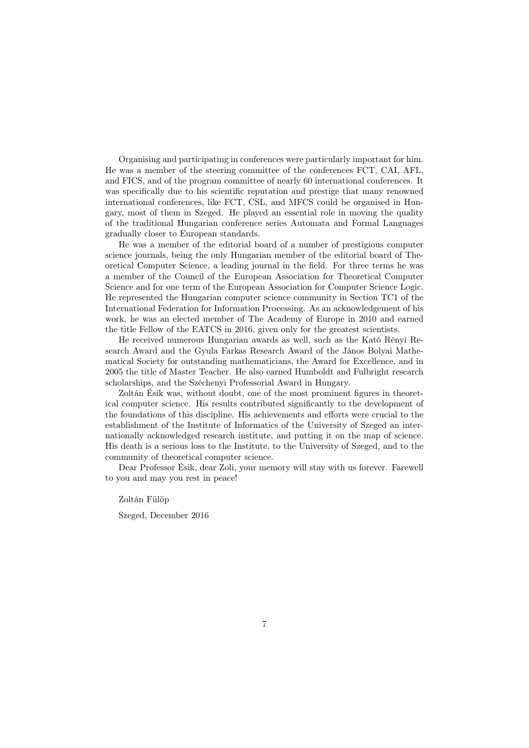Organising and participating in conferences were particularly important for him. He was a member of the steering committee of the conferences FCT, CAI, AFL, and FICS, and of the program committee of nearly 60 international conferences. It was specifically due to his scientific reputation and prestige that many renowned international conferences, like FCT, CSL, and MFCS could be organised in Hungary, most of them in Szeged. He played an essential role in moving the quality of the traditional Hungarian conference series Automata and Formal Languages gradually closer to European standards.

He was a member of the editorial board of a number of prestigious computer science journals, being the only Hungarian member of the editorial board of Theoretical Computer Science, a leading journal in the field. For three terms he was a member of the Council of the European Association for Theoretical Computer Science and for one term of the European Association for Computer Science Logic. He represented the Hungarian computer science community in Section TC1 of the International Federation for Information Processing. As an acknowledgement of his work, he was an elected member of The Academy of Europe in 2010 and earned the title Fellow of the EATCS in 2016, given only for the greatest scientists.

He received numerous Hungarian awards as well, such as the Kató Rényi Research Award and the Gyula Farkas Research Award of the János Bolyai Mathematical Society for outstanding mathematicians, the Award for Excellence, and in 2005 the title of Master Teacher. He also earned Humboldt and Fulbright research scholarships, and the Széchenyi Professorial Award in Hungary.

Zoltán Ésik was, without doubt, one of the most prominent figures in theoretical computer science. His results contributed significantly to the development of the foundations of this discipline. His achievements and efforts were crucial to the establishment of the Institute of Informatics of the University of Szeged an internationally acknowledged research institute, and putting it on the map of science. His death is a serious loss to the Institute, to the University of Szeged, and to the community of theoretical computer science.

Dear Professor Ésik, dear Zoli, your memory will stay with us forever. Farewell to you and may you rest in peace!

Zoltán Fülöp

Szeged, December 2016